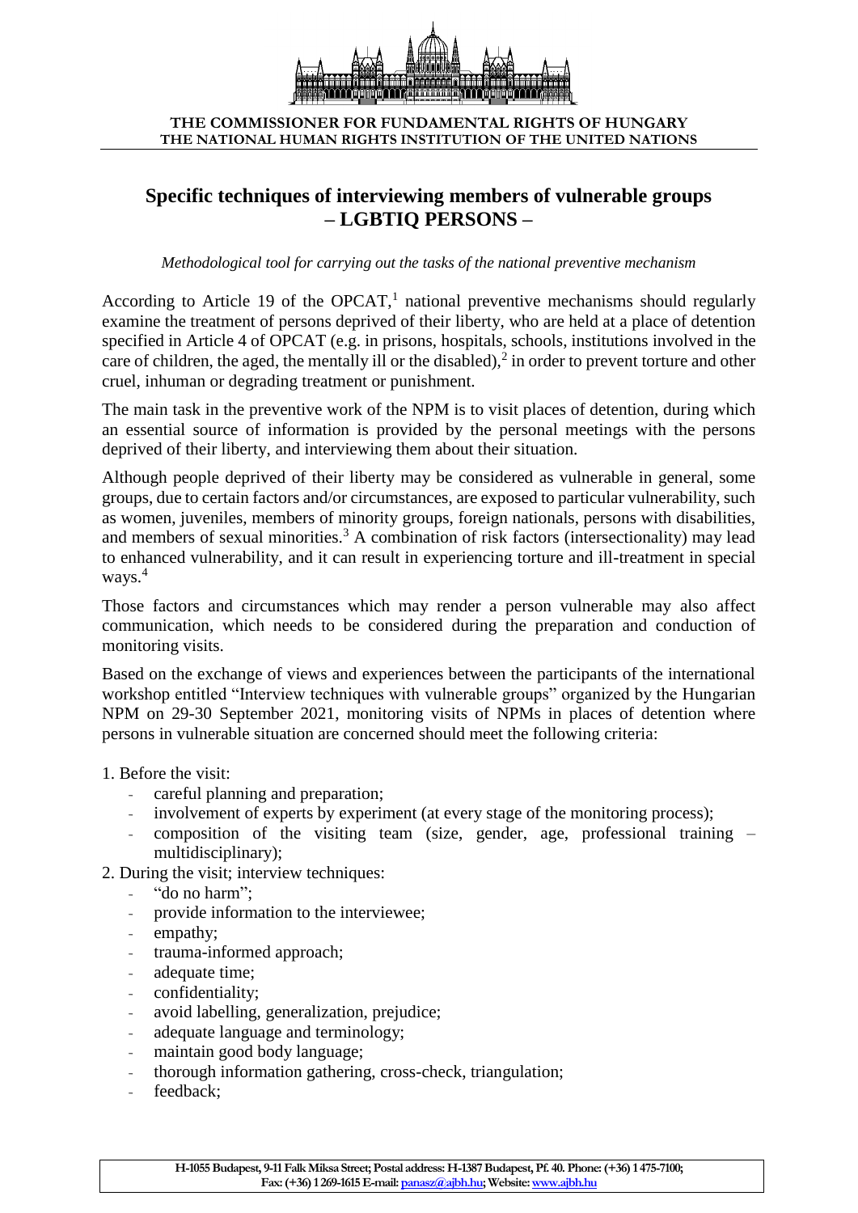THE COMMISSIONER FOR FUNDAMENTAL RIGHTS OF HUNGARY
THE NATIONAL HUMAN RIGHTS INSTITUTION OF THE UNITED NATIONS

# Specific techniques of interviewing members of vulnerable groups – LGBTIQ PERSONS –

*Methodological tool for carrying out the tasks of the national preventive mechanism*

According to Article 19 of the OPCAT,[1] national preventive mechanisms should regularly examine the treatment of persons deprived of their liberty, who are held at a place of detention specified in Article 4 of OPCAT (e.g. in prisons, hospitals, schools, institutions involved in the care of children, the aged, the mentally ill or the disabled),[2] in order to prevent torture and other cruel, inhuman or degrading treatment or punishment.

The main task in the preventive work of the NPM is to visit places of detention, during which an essential source of information is provided by the personal meetings with the persons deprived of their liberty, and interviewing them about their situation.

Although people deprived of their liberty may be considered as vulnerable in general, some groups, due to certain factors and/or circumstances, are exposed to particular vulnerability, such as women, juveniles, members of minority groups, foreign nationals, persons with disabilities, and members of sexual minorities.[3] A combination of risk factors (intersectionality) may lead to enhanced vulnerability, and it can result in experiencing torture and ill-treatment in special ways.[4]

Those factors and circumstances which may render a person vulnerable may also affect communication, which needs to be considered during the preparation and conduction of monitoring visits.

Based on the exchange of views and experiences between the participants of the international workshop entitled "Interview techniques with vulnerable groups" organized by the Hungarian NPM on 29-30 September 2021, monitoring visits of NPMs in places of detention where persons in vulnerable situation are concerned should meet the following criteria:

1. Before the visit:
   - careful planning and preparation;
   - involvement of experts by experiment (at every stage of the monitoring process);
   - composition of the visiting team (size, gender, age, professional training – multidisciplinary);
2. During the visit; interview techniques:
   - "do no harm";
   - provide information to the interviewee;
   - empathy;
   - trauma-informed approach;
   - adequate time;
   - confidentiality;
   - avoid labelling, generalization, prejudice;
   - adequate language and terminology;
   - maintain good body language;
   - thorough information gathering, cross-check, triangulation;
   - feedback;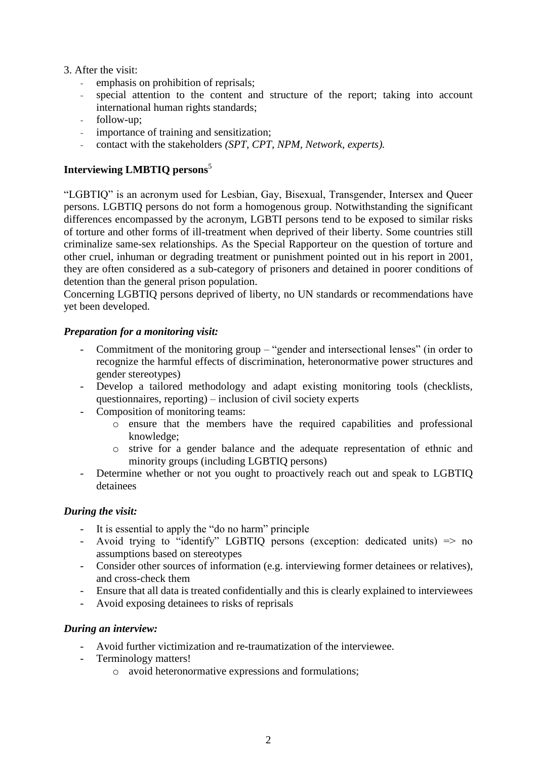3. After the visit:

- emphasis on prohibition of reprisals;
- special attention to the content and structure of the report; taking into account international human rights standards;
- follow-up;
- importance of training and sensitization;
- contact with the stakeholders *(SPT, CPT, NPM, Network, experts).*

**Interviewing LMBTIQ persons**[5]

"LGBTIQ" is an acronym used for Lesbian, Gay, Bisexual, Transgender, Intersex and Queer persons. LGBTIQ persons do not form a homogenous group. Notwithstanding the significant differences encompassed by the acronym, LGBTI persons tend to be exposed to similar risks of torture and other forms of ill-treatment when deprived of their liberty. Some countries still criminalize same-sex relationships. As the Special Rapporteur on the question of torture and other cruel, inhuman or degrading treatment or punishment pointed out in his report in 2001, they are often considered as a sub-category of prisoners and detained in poorer conditions of detention than the general prison population.
Concerning LGBTIQ persons deprived of liberty, no UN standards or recommendations have yet been developed.

***Preparation for a monitoring visit:***

- Commitment of the monitoring group – "gender and intersectional lenses" (in order to recognize the harmful effects of discrimination, heteronormative power structures and gender stereotypes)
- Develop a tailored methodology and adapt existing monitoring tools (checklists, questionnaires, reporting) – inclusion of civil society experts
- Composition of monitoring teams:
    - ensure that the members have the required capabilities and professional knowledge;
    - strive for a gender balance and the adequate representation of ethnic and minority groups (including LGBTIQ persons)
- Determine whether or not you ought to proactively reach out and speak to LGBTIQ detainees

***During the visit:***

- It is essential to apply the "do no harm" principle
- Avoid trying to "identify" LGBTIQ persons (exception: dedicated units) => no assumptions based on stereotypes
- Consider other sources of information (e.g. interviewing former detainees or relatives), and cross-check them
- Ensure that all data is treated confidentially and this is clearly explained to interviewees
- Avoid exposing detainees to risks of reprisals

***During an interview:***

- Avoid further victimization and re-traumatization of the interviewee.
- Terminology matters!
    - avoid heteronormative expressions and formulations;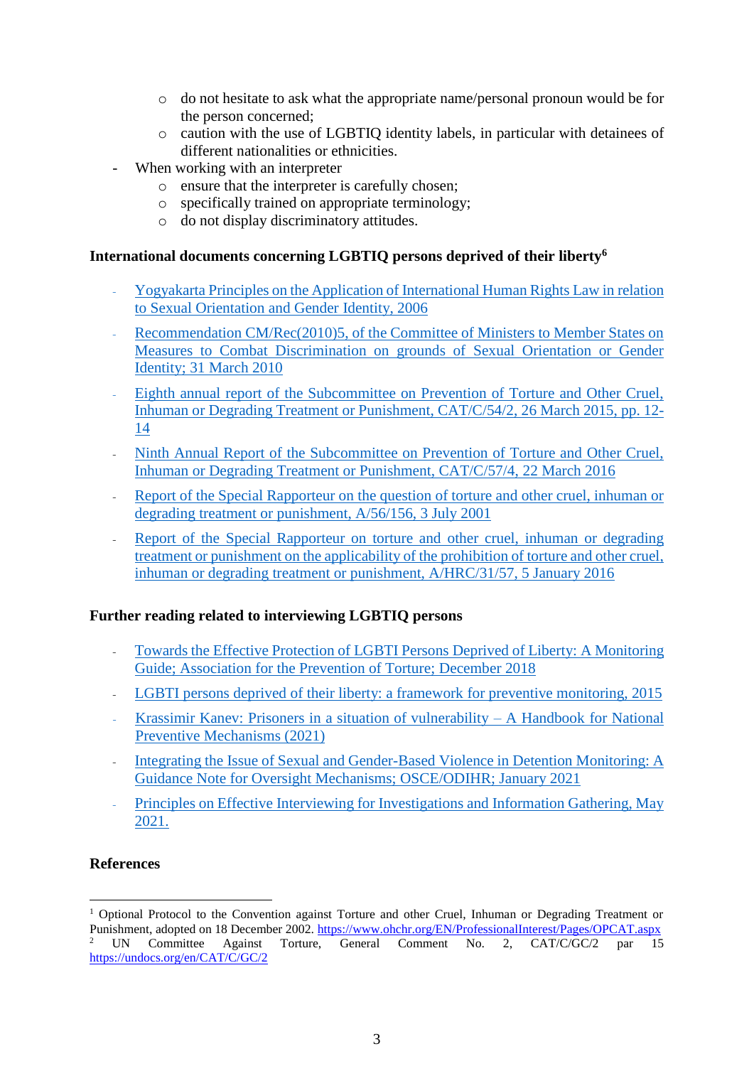- do not hesitate to ask what the appropriate name/personal pronoun would be for the person concerned;
    - caution with the use of LGBTIQ identity labels, in particular with detainees of different nationalities or ethnicities.
- When working with an interpreter
    - ensure that the interpreter is carefully chosen;
    - specifically trained on appropriate terminology;
    - do not display discriminatory attitudes.

**International documents concerning LGBTIQ persons deprived of their liberty**[6]

- Yogyakarta Principles on the Application of International Human Rights Law in relation to Sexual Orientation and Gender Identity, 2006
- Recommendation CM/Rec(2010)5, of the Committee of Ministers to Member States on Measures to Combat Discrimination on grounds of Sexual Orientation or Gender Identity; 31 March 2010
- Eighth annual report of the Subcommittee on Prevention of Torture and Other Cruel, Inhuman or Degrading Treatment or Punishment, CAT/C/54/2, 26 March 2015, pp. 12-14
- Ninth Annual Report of the Subcommittee on Prevention of Torture and Other Cruel, Inhuman or Degrading Treatment or Punishment, CAT/C/57/4, 22 March 2016
- Report of the Special Rapporteur on the question of torture and other cruel, inhuman or degrading treatment or punishment, A/56/156, 3 July 2001
- Report of the Special Rapporteur on torture and other cruel, inhuman or degrading treatment or punishment on the applicability of the prohibition of torture and other cruel, inhuman or degrading treatment or punishment, A/HRC/31/57, 5 January 2016

**Further reading related to interviewing LGBTIQ persons**

- Towards the Effective Protection of LGBTI Persons Deprived of Liberty: A Monitoring Guide; Association for the Prevention of Torture; December 2018
- LGBTI persons deprived of their liberty: a framework for preventive monitoring, 2015
- Krassimir Kanev: Prisoners in a situation of vulnerability – A Handbook for National Preventive Mechanisms (2021)
- Integrating the Issue of Sexual and Gender-Based Violence in Detention Monitoring: A Guidance Note for Oversight Mechanisms; OSCE/ODIHR; January 2021
- Principles on Effective Interviewing for Investigations and Information Gathering, May 2021.

**References**

[1] Optional Protocol to the Convention against Torture and other Cruel, Inhuman or Degrading Treatment or Punishment, adopted on 18 December 2002. https://www.ohchr.org/EN/ProfessionalInterest/Pages/OPCAT.aspx

[2] UN Committee Against Torture, General Comment No. 2, CAT/C/GC/2 par 15 https://undocs.org/en/CAT/C/GC/2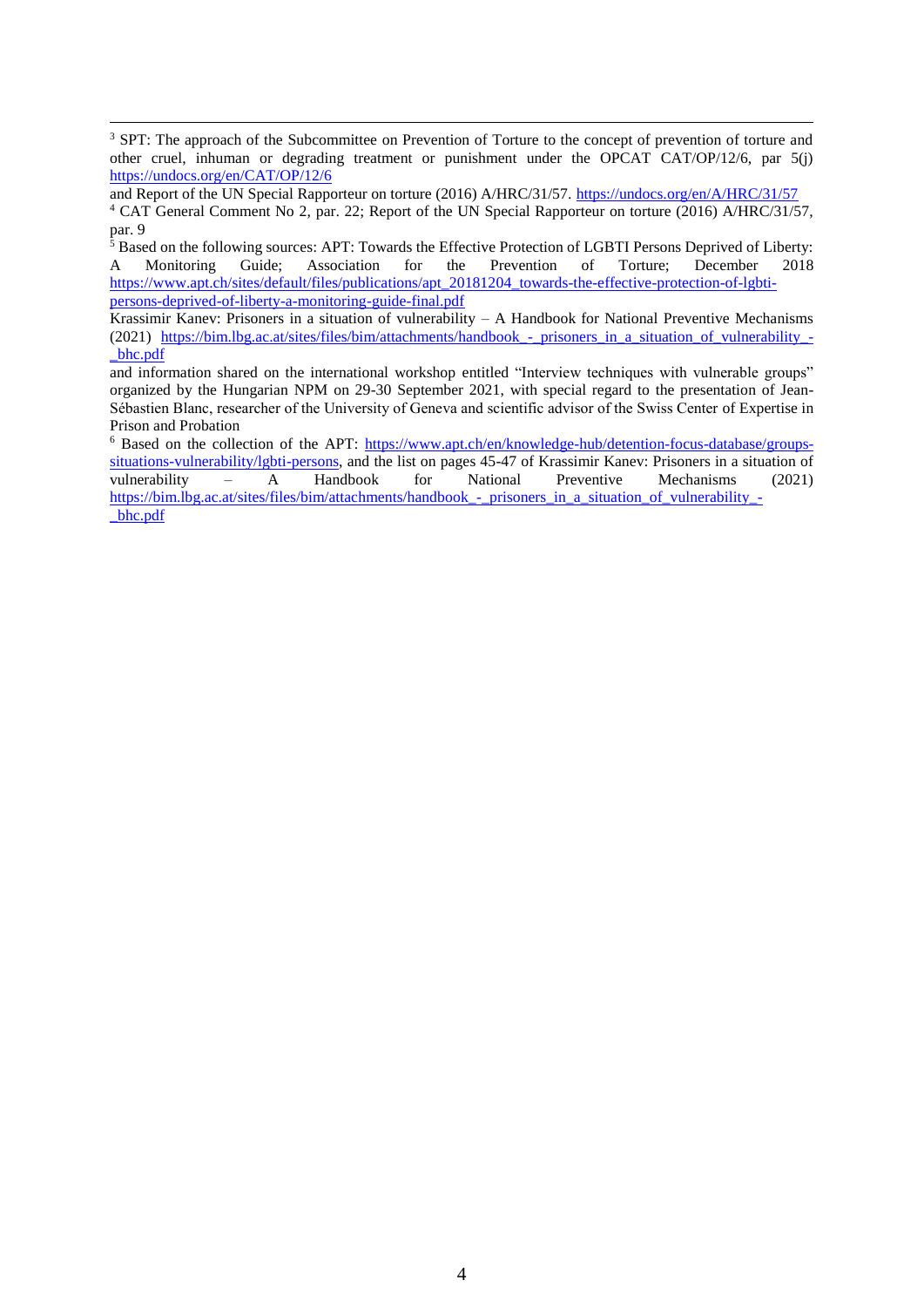[3] SPT: The approach of the Subcommittee on Prevention of Torture to the concept of prevention of torture and other cruel, inhuman or degrading treatment or punishment under the OPCAT CAT/OP/12/6, par 5(j) https://undocs.org/en/CAT/OP/12/6

and Report of the UN Special Rapporteur on torture (2016) A/HRC/31/57. https://undocs.org/en/A/HRC/31/57

[4] CAT General Comment No 2, par. 22; Report of the UN Special Rapporteur on torture (2016) A/HRC/31/57, par. 9

[5] Based on the following sources: APT: Towards the Effective Protection of LGBTI Persons Deprived of Liberty: A Monitoring Guide; Association for the Prevention of Torture; December 2018 https://www.apt.ch/sites/default/files/publications/apt_20181204_towards-the-effective-protection-of-lgbti-persons-deprived-of-liberty-a-monitoring-guide-final.pdf

Krassimir Kanev: Prisoners in a situation of vulnerability – A Handbook for National Preventive Mechanisms (2021) https://bim.lbg.ac.at/sites/files/bim/attachments/handbook_-_prisoners_in_a_situation_of_vulnerability_-_bhc.pdf

and information shared on the international workshop entitled "Interview techniques with vulnerable groups" organized by the Hungarian NPM on 29-30 September 2021, with special regard to the presentation of Jean-Sébastien Blanc, researcher of the University of Geneva and scientific advisor of the Swiss Center of Expertise in Prison and Probation

[6] Based on the collection of the APT: https://www.apt.ch/en/knowledge-hub/detention-focus-database/groups-situations-vulnerability/lgbti-persons, and the list on pages 45-47 of Krassimir Kanev: Prisoners in a situation of vulnerability – A Handbook for National Preventive Mechanisms (2021) https://bim.lbg.ac.at/sites/files/bim/attachments/handbook_-_prisoners_in_a_situation_of_vulnerability_-_bhc.pdf